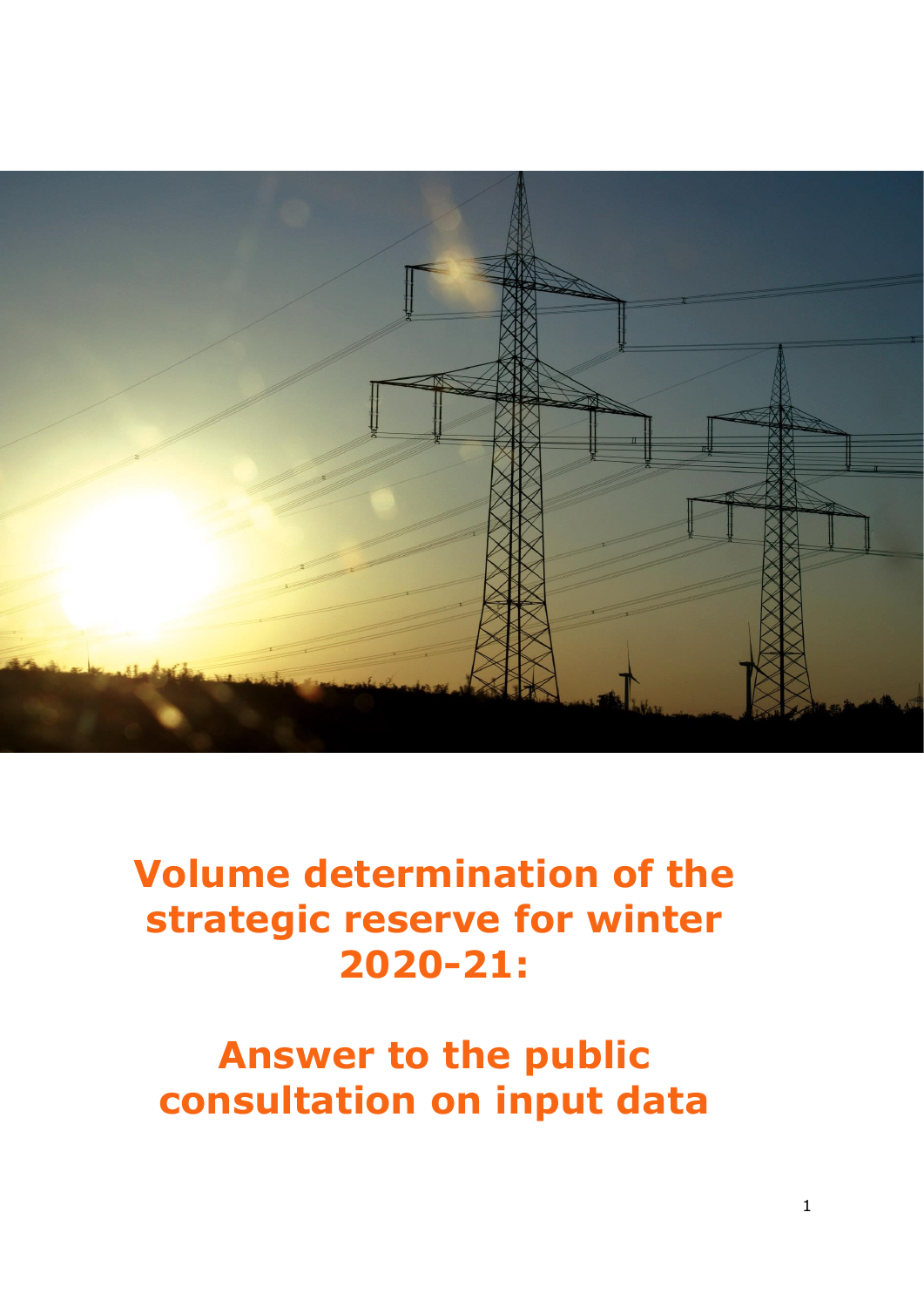# Volume determination of the strategic reserve for winter 2020-21:

# Answer to the public consultation on input data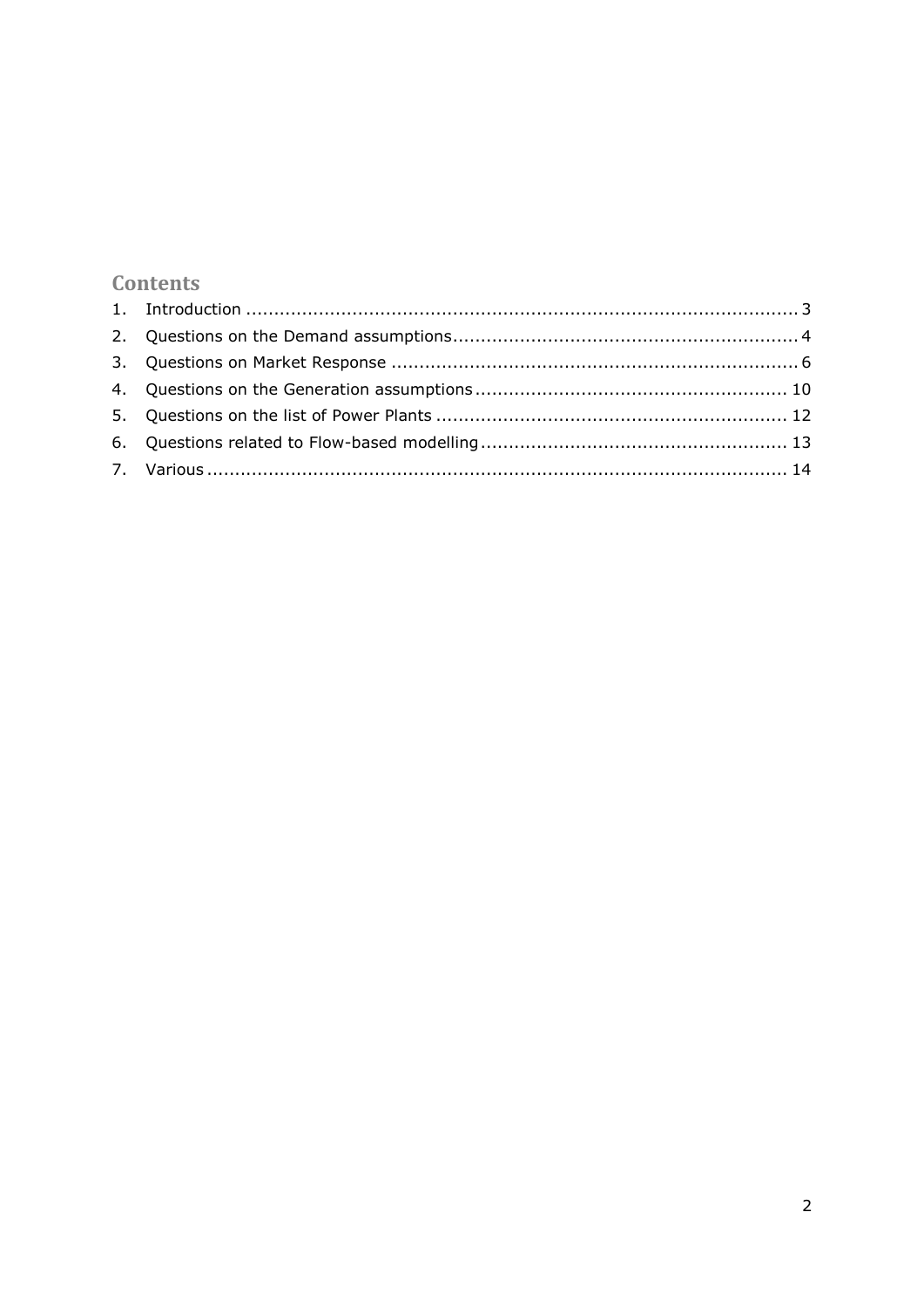## Contents

1. Introduction ........................................................................................... 3
2. Questions on the Demand assumptions ...................................................... 4
3. Questions on Market Response ................................................................. 6
4. Questions on the Generation assumptions ................................................ 10
5. Questions on the list of Power Plants ....................................................... 12
6. Questions related to Flow-based modelling ............................................... 13
7. Various ................................................................................................ 14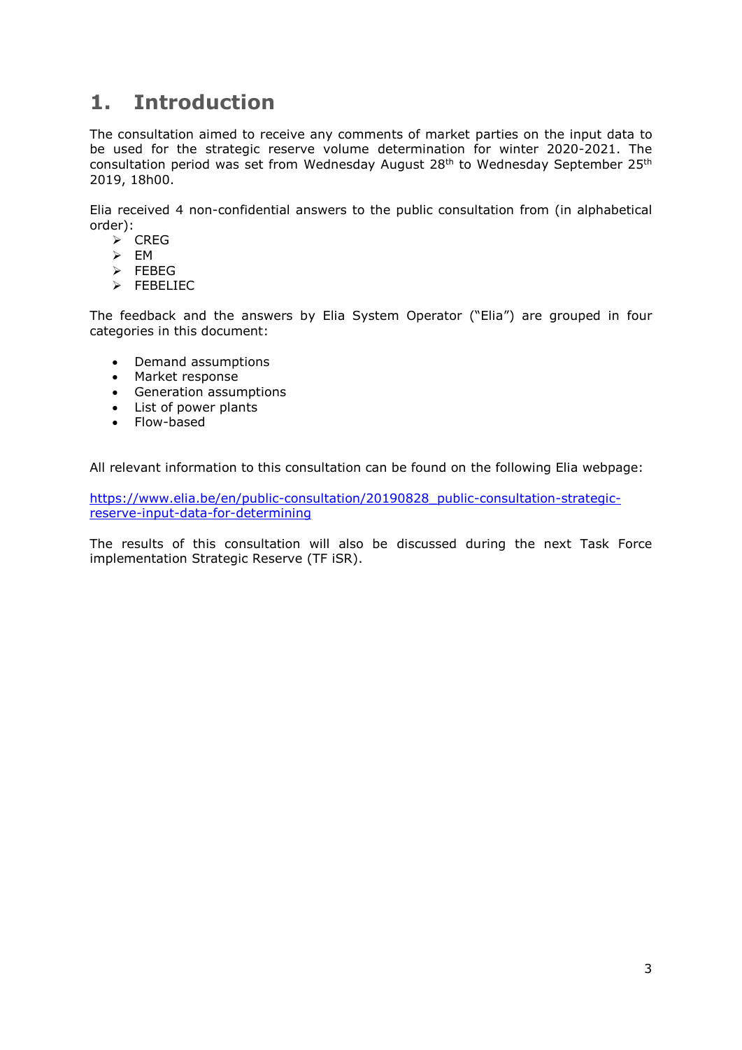# 1. Introduction

The consultation aimed to receive any comments of market parties on the input data to be used for the strategic reserve volume determination for winter 2020-2021. The consultation period was set from Wednesday August 28th to Wednesday September 25th 2019, 18h00.

Elia received 4 non-confidential answers to the public consultation from (in alphabetical order):

- CREG
- EM
- FEBEG
- FEBELIEC

The feedback and the answers by Elia System Operator ("Elia") are grouped in four categories in this document:

- Demand assumptions
- Market response
- Generation assumptions
- List of power plants
- Flow-based

All relevant information to this consultation can be found on the following Elia webpage:

[https://www.elia.be/en/public-consultation/20190828_public-consultation-strategic-reserve-input-data-for-determining](https://www.elia.be/en/public-consultation/20190828_public-consultation-strategic-reserve-input-data-for-determining)

The results of this consultation will also be discussed during the next Task Force implementation Strategic Reserve (TF iSR).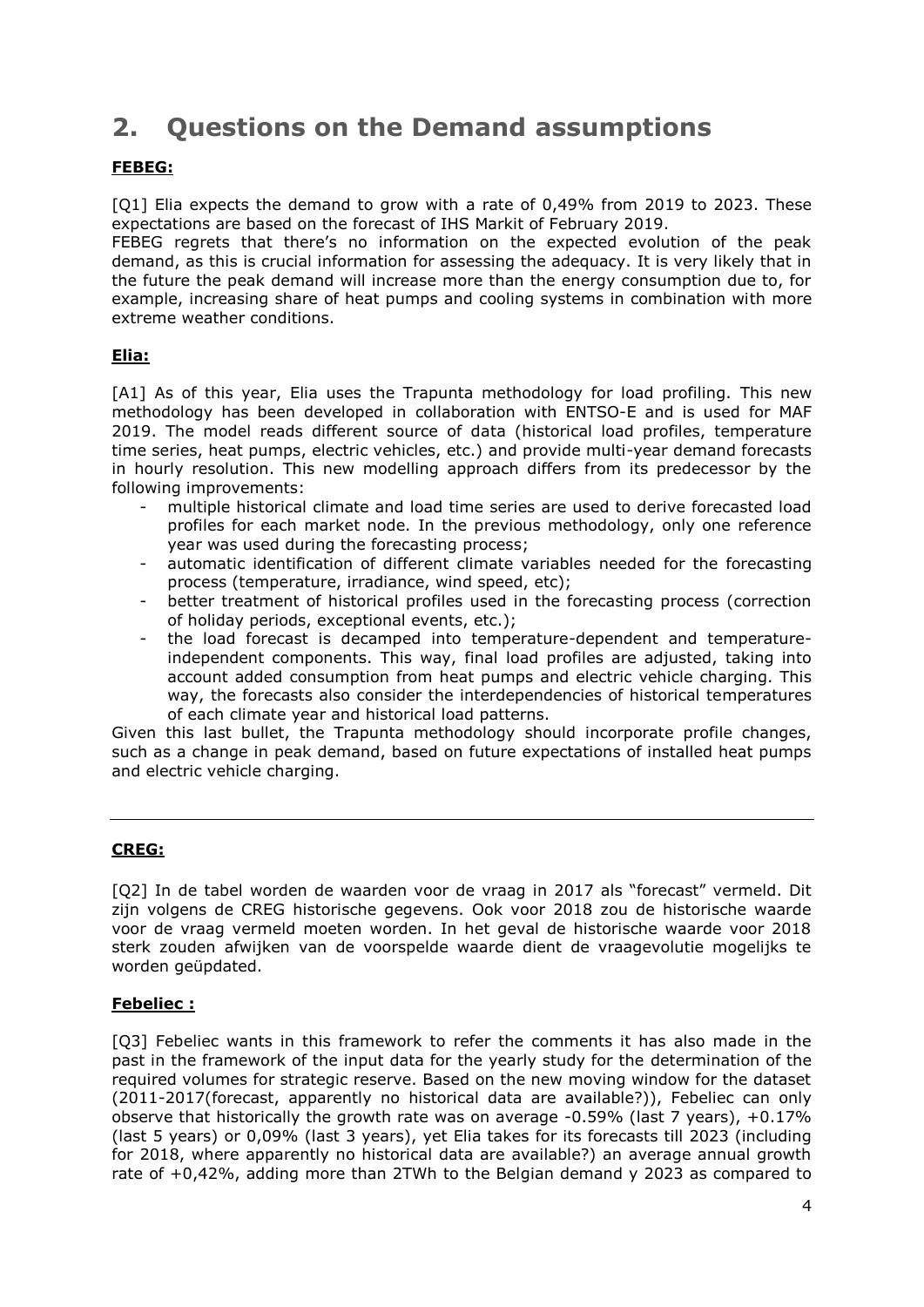## 2. Questions on the Demand assumptions

**FEBEG:**

[Q1] Elia expects the demand to grow with a rate of 0,49% from 2019 to 2023. These expectations are based on the forecast of IHS Markit of February 2019.

FEBEG regrets that there's no information on the expected evolution of the peak demand, as this is crucial information for assessing the adequacy. It is very likely that in the future the peak demand will increase more than the energy consumption due to, for example, increasing share of heat pumps and cooling systems in combination with more extreme weather conditions.

**Elia:**

[A1] As of this year, Elia uses the Trapunta methodology for load profiling. This new methodology has been developed in collaboration with ENTSO-E and is used for MAF 2019. The model reads different source of data (historical load profiles, temperature time series, heat pumps, electric vehicles, etc.) and provide multi-year demand forecasts in hourly resolution. This new modelling approach differs from its predecessor by the following improvements:

- multiple historical climate and load time series are used to derive forecasted load profiles for each market node. In the previous methodology, only one reference year was used during the forecasting process;
- automatic identification of different climate variables needed for the forecasting process (temperature, irradiance, wind speed, etc);
- better treatment of historical profiles used in the forecasting process (correction of holiday periods, exceptional events, etc.);
- the load forecast is decamped into temperature-dependent and temperature-independent components. This way, final load profiles are adjusted, taking into account added consumption from heat pumps and electric vehicle charging. This way, the forecasts also consider the interdependencies of historical temperatures of each climate year and historical load patterns.

Given this last bullet, the Trapunta methodology should incorporate profile changes, such as a change in peak demand, based on future expectations of installed heat pumps and electric vehicle charging.

---

**CREG:**

[Q2] In de tabel worden de waarden voor de vraag in 2017 als "forecast" vermeld. Dit zijn volgens de CREG historische gegevens. Ook voor 2018 zou de historische waarde voor de vraag vermeld moeten worden. In het geval de historische waarde voor 2018 sterk zouden afwijken van de voorspelde waarde dient de vraagevolutie mogelijks te worden geüpdated.

**Febeliec :**

[Q3] Febeliec wants in this framework to refer the comments it has also made in the past in the framework of the input data for the yearly study for the determination of the required volumes for strategic reserve. Based on the new moving window for the dataset (2011-2017(forecast, apparently no historical data are available?)), Febeliec can only observe that historically the growth rate was on average -0.59% (last 7 years), +0.17% (last 5 years) or 0,09% (last 3 years), yet Elia takes for its forecasts till 2023 (including for 2018, where apparently no historical data are available?) an average annual growth rate of +0,42%, adding more than 2TWh to the Belgian demand y 2023 as compared to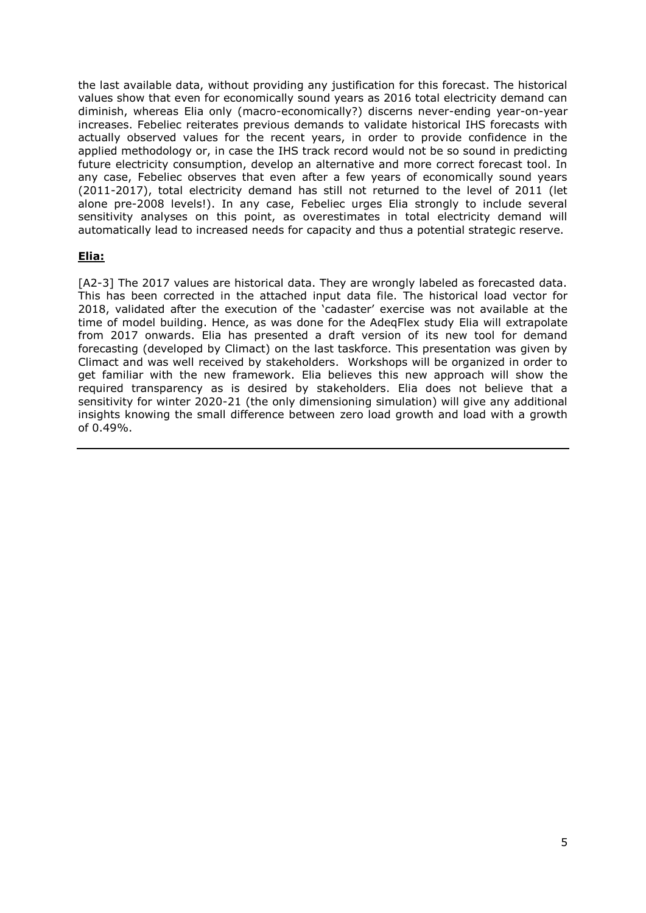the last available data, without providing any justification for this forecast. The historical values show that even for economically sound years as 2016 total electricity demand can diminish, whereas Elia only (macro-economically?) discerns never-ending year-on-year increases. Febeliec reiterates previous demands to validate historical IHS forecasts with actually observed values for the recent years, in order to provide confidence in the applied methodology or, in case the IHS track record would not be so sound in predicting future electricity consumption, develop an alternative and more correct forecast tool. In any case, Febeliec observes that even after a few years of economically sound years (2011-2017), total electricity demand has still not returned to the level of 2011 (let alone pre-2008 levels!). In any case, Febeliec urges Elia strongly to include several sensitivity analyses on this point, as overestimates in total electricity demand will automatically lead to increased needs for capacity and thus a potential strategic reserve.

**Elia:**

[A2-3] The 2017 values are historical data. They are wrongly labeled as forecasted data. This has been corrected in the attached input data file. The historical load vector for 2018, validated after the execution of the 'cadaster' exercise was not available at the time of model building. Hence, as was done for the AdeqFlex study Elia will extrapolate from 2017 onwards. Elia has presented a draft version of its new tool for demand forecasting (developed by Climact) on the last taskforce. This presentation was given by Climact and was well received by stakeholders. Workshops will be organized in order to get familiar with the new framework. Elia believes this new approach will show the required transparency as is desired by stakeholders. Elia does not believe that a sensitivity for winter 2020-21 (the only dimensioning simulation) will give any additional insights knowing the small difference between zero load growth and load with a growth of 0.49%.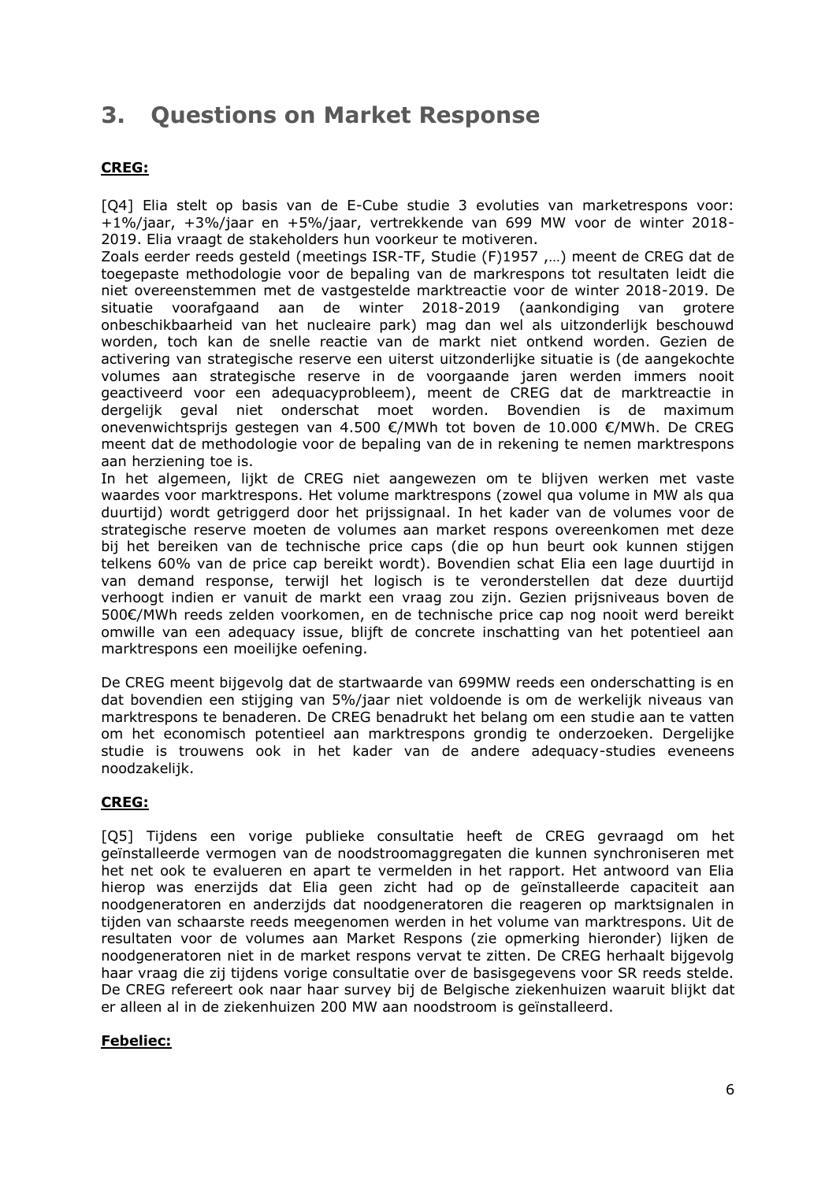# 3. Questions on Market Response

**CREG:**

[Q4] Elia stelt op basis van de E-Cube studie 3 evoluties van marketrespons voor: +1%/jaar, +3%/jaar en +5%/jaar, vertrekkende van 699 MW voor de winter 2018-2019. Elia vraagt de stakeholders hun voorkeur te motiveren.
Zoals eerder reeds gesteld (meetings ISR-TF, Studie (F)1957 ,…) meent de CREG dat de toegepaste methodologie voor de bepaling van de markrespons tot resultaten leidt die niet overeenstemmen met de vastgestelde marktreactie voor de winter 2018-2019. De situatie voorafgaand aan de winter 2018-2019 (aankondiging van grotere onbeschikbaarheid van het nucleaire park) mag dan wel als uitzonderlijk beschouwd worden, toch kan de snelle reactie van de markt niet ontkend worden. Gezien de activering van strategische reserve een uiterst uitzonderlijke situatie is (de aangekochte volumes aan strategische reserve in de voorgaande jaren werden immers nooit geactiveerd voor een adequacyprobleem), meent de CREG dat de marktreactie in dergelijk geval niet onderschat moet worden. Bovendien is de maximum onevenwichtsprijs gestegen van 4.500 €/MWh tot boven de 10.000 €/MWh. De CREG meent dat de methodologie voor de bepaling van de in rekening te nemen marktrespons aan herziening toe is.
In het algemeen, lijkt de CREG niet aangewezen om te blijven werken met vaste waardes voor marktrespons. Het volume marktrespons (zowel qua volume in MW als qua duurtijd) wordt getriggerd door het prijssignaal. In het kader van de volumes voor de strategische reserve moeten de volumes aan market respons overeenkomen met deze bij het bereiken van de technische price caps (die op hun beurt ook kunnen stijgen telkens 60% van de price cap bereikt wordt). Bovendien schat Elia een lage duurtijd in van demand response, terwijl het logisch is te veronderstellen dat deze duurtijd verhoogt indien er vanuit de markt een vraag zou zijn. Gezien prijsniveaus boven de 500€/MWh reeds zelden voorkomen, en de technische price cap nog nooit werd bereikt omwille van een adequacy issue, blijft de concrete inschatting van het potentieel aan marktrespons een moeilijke oefening.

De CREG meent bijgevolg dat de startwaarde van 699MW reeds een onderschatting is en dat bovendien een stijging van 5%/jaar niet voldoende is om de werkelijk niveaus van marktrespons te benaderen. De CREG benadrukt het belang om een studie aan te vatten om het economisch potentieel aan marktrespons grondig te onderzoeken. Dergelijke studie is trouwens ook in het kader van de andere adequacy-studies eveneens noodzakelijk.

**CREG:**

[Q5] Tijdens een vorige publieke consultatie heeft de CREG gevraagd om het geïnstalleerde vermogen van de noodstroomaggregaten die kunnen synchroniseren met het net ook te evalueren en apart te vermelden in het rapport. Het antwoord van Elia hierop was enerzijds dat Elia geen zicht had op de geïnstalleerde capaciteit aan noodgeneratoren en anderzijds dat noodgeneratoren die reageren op marktsignalen in tijden van schaarste reeds meegenomen werden in het volume van marktrespons. Uit de resultaten voor de volumes aan Market Respons (zie opmerking hieronder) lijken de noodgeneratoren niet in de market respons vervat te zitten. De CREG herhaalt bijgevolg haar vraag die zij tijdens vorige consultatie over de basisgegevens voor SR reeds stelde. De CREG refereert ook naar haar survey bij de Belgische ziekenhuizen waaruit blijkt dat er alleen al in de ziekenhuizen 200 MW aan noodstroom is geïnstalleerd.

**Febeliec:**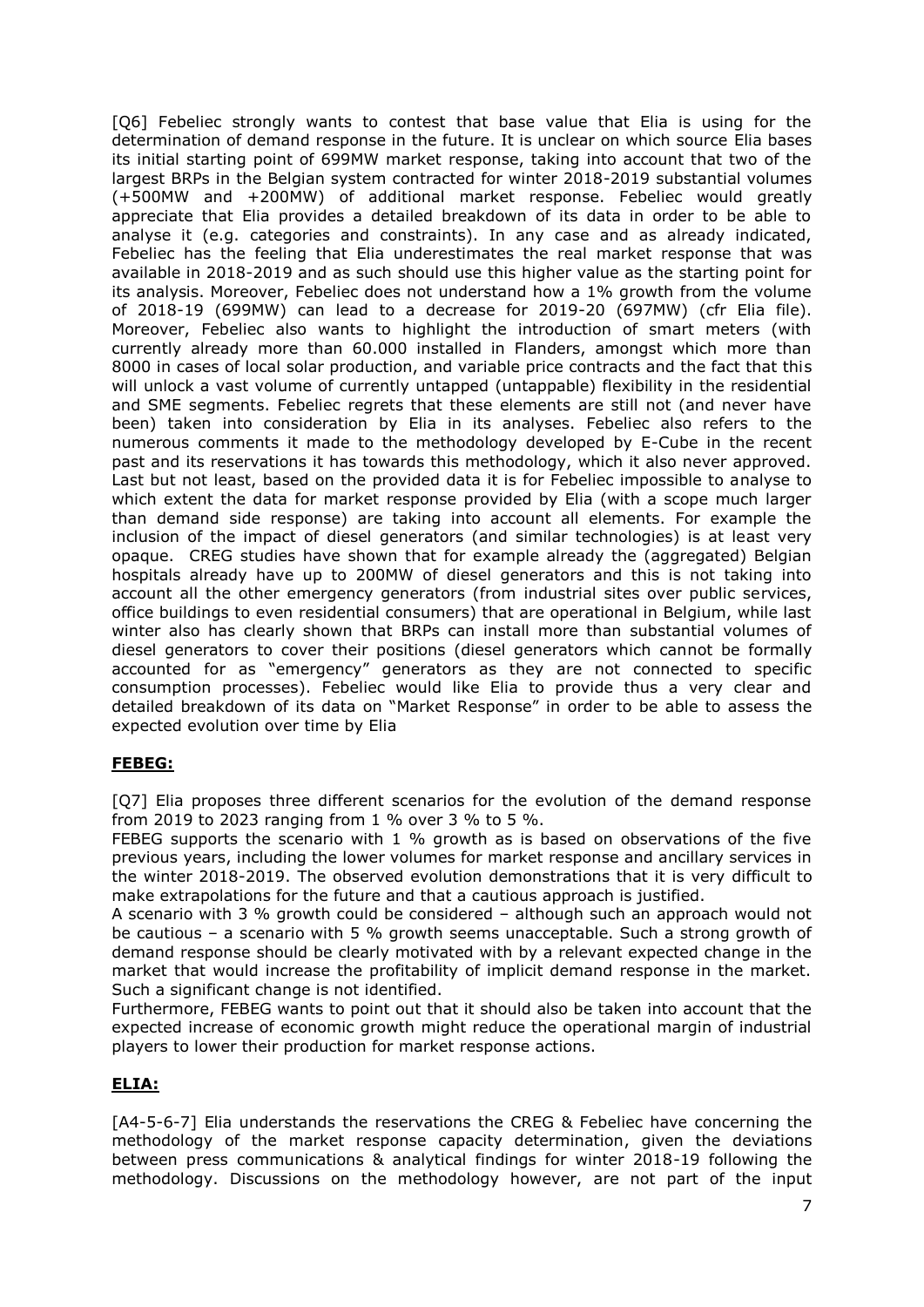[Q6] Febeliec strongly wants to contest that base value that Elia is using for the determination of demand response in the future. It is unclear on which source Elia bases its initial starting point of 699MW market response, taking into account that two of the largest BRPs in the Belgian system contracted for winter 2018-2019 substantial volumes (+500MW and +200MW) of additional market response. Febeliec would greatly appreciate that Elia provides a detailed breakdown of its data in order to be able to analyse it (e.g. categories and constraints). In any case and as already indicated, Febeliec has the feeling that Elia underestimates the real market response that was available in 2018-2019 and as such should use this higher value as the starting point for its analysis. Moreover, Febeliec does not understand how a 1% growth from the volume of 2018-19 (699MW) can lead to a decrease for 2019-20 (697MW) (cfr Elia file). Moreover, Febeliec also wants to highlight the introduction of smart meters (with currently already more than 60.000 installed in Flanders, amongst which more than 8000 in cases of local solar production, and variable price contracts and the fact that this will unlock a vast volume of currently untapped (untappable) flexibility in the residential and SME segments. Febeliec regrets that these elements are still not (and never have been) taken into consideration by Elia in its analyses. Febeliec also refers to the numerous comments it made to the methodology developed by E-Cube in the recent past and its reservations it has towards this methodology, which it also never approved. Last but not least, based on the provided data it is for Febeliec impossible to analyse to which extent the data for market response provided by Elia (with a scope much larger than demand side response) are taking into account all elements. For example the inclusion of the impact of diesel generators (and similar technologies) is at least very opaque. CREG studies have shown that for example already the (aggregated) Belgian hospitals already have up to 200MW of diesel generators and this is not taking into account all the other emergency generators (from industrial sites over public services, office buildings to even residential consumers) that are operational in Belgium, while last winter also has clearly shown that BRPs can install more than substantial volumes of diesel generators to cover their positions (diesel generators which cannot be formally accounted for as "emergency" generators as they are not connected to specific consumption processes). Febeliec would like Elia to provide thus a very clear and detailed breakdown of its data on "Market Response" in order to be able to assess the expected evolution over time by Elia

**FEBEG:**

[Q7] Elia proposes three different scenarios for the evolution of the demand response from 2019 to 2023 ranging from 1 % over 3 % to 5 %.

FEBEG supports the scenario with 1 % growth as is based on observations of the five previous years, including the lower volumes for market response and ancillary services in the winter 2018-2019. The observed evolution demonstrations that it is very difficult to make extrapolations for the future and that a cautious approach is justified.

A scenario with 3 % growth could be considered – although such an approach would not be cautious – a scenario with 5 % growth seems unacceptable. Such a strong growth of demand response should be clearly motivated with by a relevant expected change in the market that would increase the profitability of implicit demand response in the market. Such a significant change is not identified.

Furthermore, FEBEG wants to point out that it should also be taken into account that the expected increase of economic growth might reduce the operational margin of industrial players to lower their production for market response actions.

**ELIA:**

[A4-5-6-7] Elia understands the reservations the CREG & Febeliec have concerning the methodology of the market response capacity determination, given the deviations between press communications & analytical findings for winter 2018-19 following the methodology. Discussions on the methodology however, are not part of the input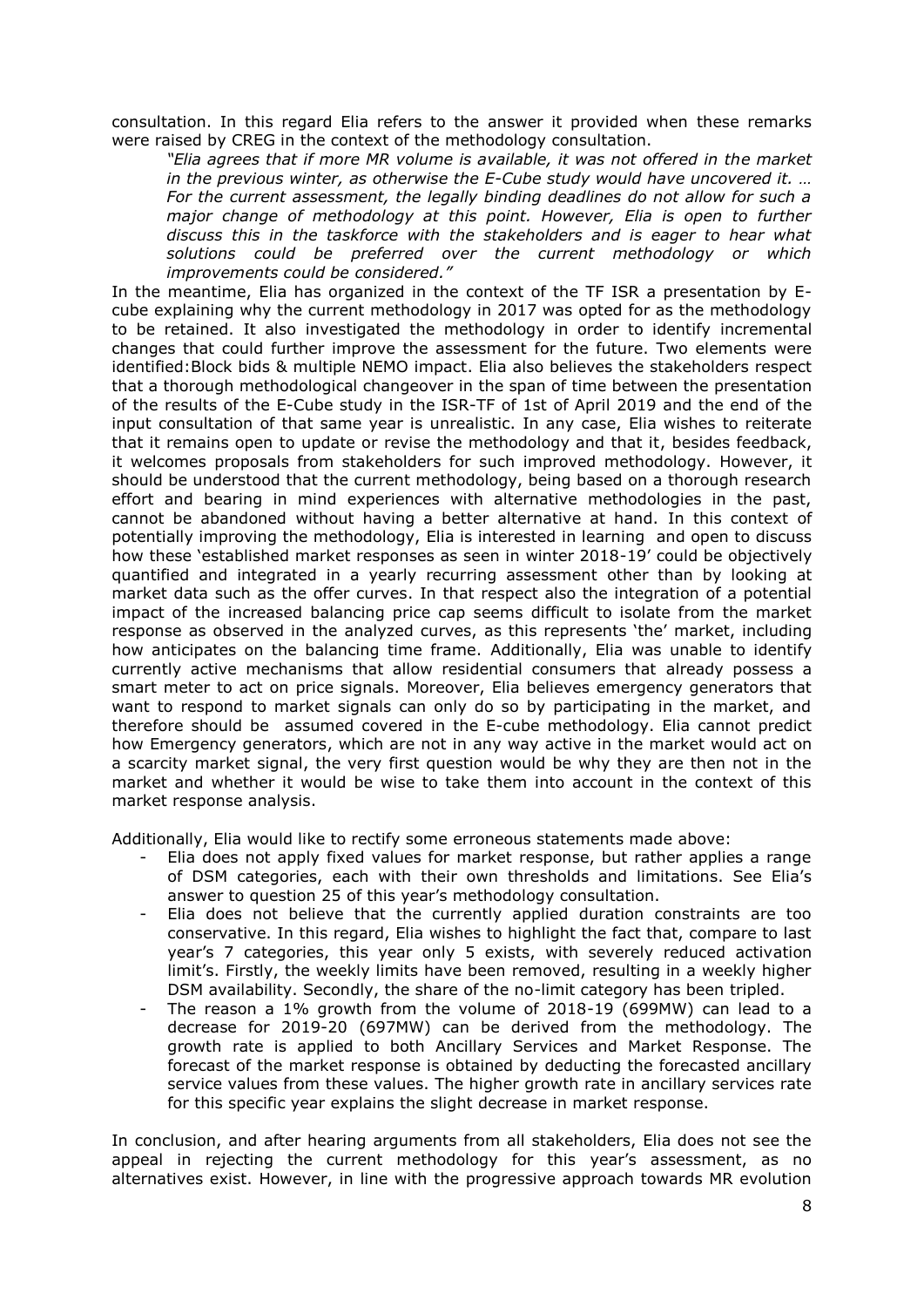consultation. In this regard Elia refers to the answer it provided when these remarks were raised by CREG in the context of the methodology consultation.

> *"Elia agrees that if more MR volume is available, it was not offered in the market in the previous winter, as otherwise the E-Cube study would have uncovered it. … For the current assessment, the legally binding deadlines do not allow for such a major change of methodology at this point. However, Elia is open to further discuss this in the taskforce with the stakeholders and is eager to hear what solutions could be preferred over the current methodology or which improvements could be considered."*

In the meantime, Elia has organized in the context of the TF ISR a presentation by E-cube explaining why the current methodology in 2017 was opted for as the methodology to be retained. It also investigated the methodology in order to identify incremental changes that could further improve the assessment for the future. Two elements were identified:Block bids & multiple NEMO impact. Elia also believes the stakeholders respect that a thorough methodological changeover in the span of time between the presentation of the results of the E-Cube study in the ISR-TF of 1st of April 2019 and the end of the input consultation of that same year is unrealistic. In any case, Elia wishes to reiterate that it remains open to update or revise the methodology and that it, besides feedback, it welcomes proposals from stakeholders for such improved methodology. However, it should be understood that the current methodology, being based on a thorough research effort and bearing in mind experiences with alternative methodologies in the past, cannot be abandoned without having a better alternative at hand. In this context of potentially improving the methodology, Elia is interested in learning and open to discuss how these 'established market responses as seen in winter 2018-19' could be objectively quantified and integrated in a yearly recurring assessment other than by looking at market data such as the offer curves. In that respect also the integration of a potential impact of the increased balancing price cap seems difficult to isolate from the market response as observed in the analyzed curves, as this represents 'the' market, including how anticipates on the balancing time frame. Additionally, Elia was unable to identify currently active mechanisms that allow residential consumers that already possess a smart meter to act on price signals. Moreover, Elia believes emergency generators that want to respond to market signals can only do so by participating in the market, and therefore should be assumed covered in the E-cube methodology. Elia cannot predict how Emergency generators, which are not in any way active in the market would act on a scarcity market signal, the very first question would be why they are then not in the market and whether it would be wise to take them into account in the context of this market response analysis.

Additionally, Elia would like to rectify some erroneous statements made above:

- Elia does not apply fixed values for market response, but rather applies a range of DSM categories, each with their own thresholds and limitations. See Elia's answer to question 25 of this year's methodology consultation.
- Elia does not believe that the currently applied duration constraints are too conservative. In this regard, Elia wishes to highlight the fact that, compare to last year's 7 categories, this year only 5 exists, with severely reduced activation limit's. Firstly, the weekly limits have been removed, resulting in a weekly higher DSM availability. Secondly, the share of the no-limit category has been tripled.
- The reason a 1% growth from the volume of 2018-19 (699MW) can lead to a decrease for 2019-20 (697MW) can be derived from the methodology. The growth rate is applied to both Ancillary Services and Market Response. The forecast of the market response is obtained by deducting the forecasted ancillary service values from these values. The higher growth rate in ancillary services rate for this specific year explains the slight decrease in market response.

In conclusion, and after hearing arguments from all stakeholders, Elia does not see the appeal in rejecting the current methodology for this year's assessment, as no alternatives exist. However, in line with the progressive approach towards MR evolution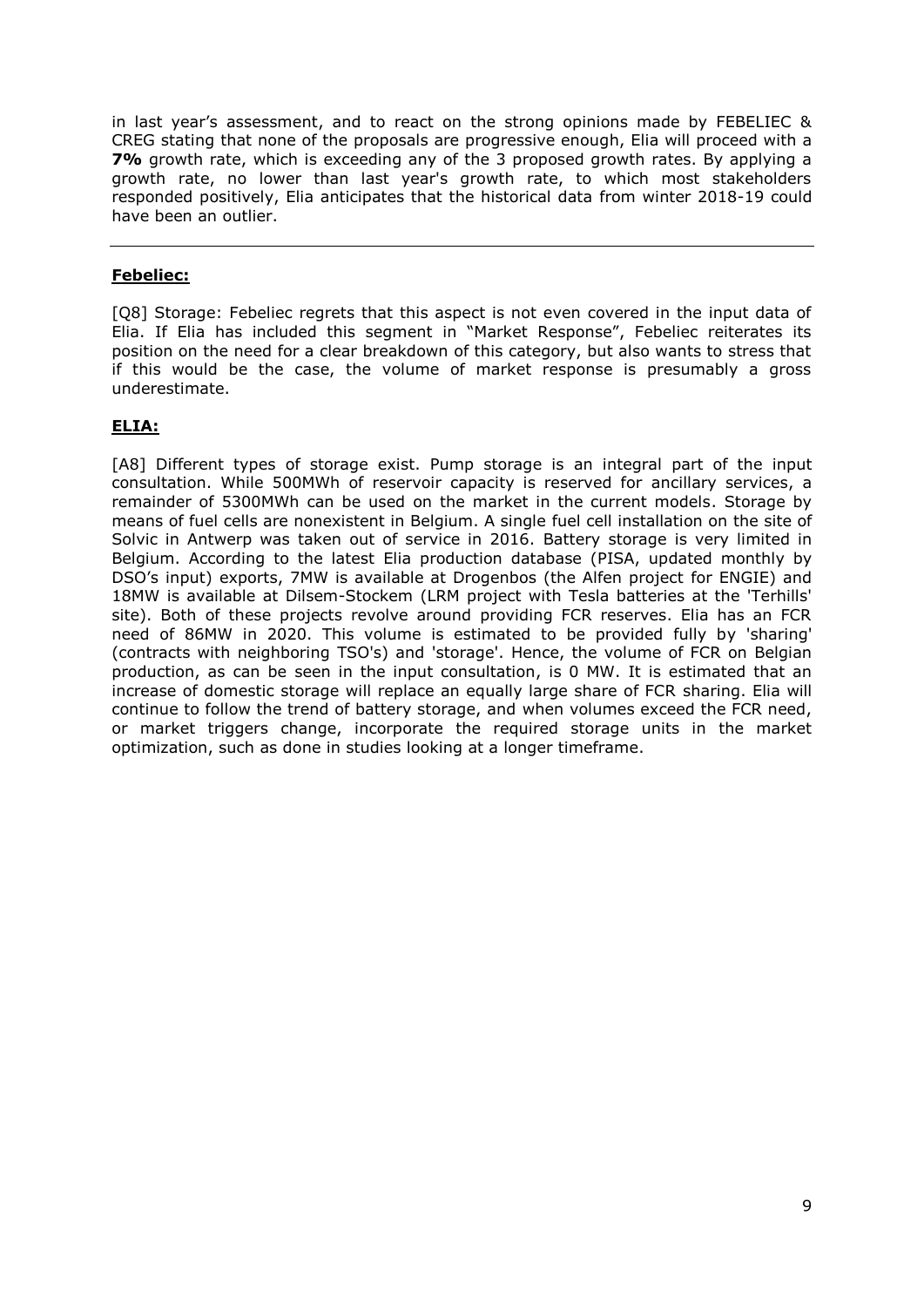in last year's assessment, and to react on the strong opinions made by FEBELIEC & CREG stating that none of the proposals are progressive enough, Elia will proceed with a **7%** growth rate, which is exceeding any of the 3 proposed growth rates. By applying a growth rate, no lower than last year's growth rate, to which most stakeholders responded positively, Elia anticipates that the historical data from winter 2018-19 could have been an outlier.

---

**Febeliec:**

[Q8] Storage: Febeliec regrets that this aspect is not even covered in the input data of Elia. If Elia has included this segment in "Market Response", Febeliec reiterates its position on the need for a clear breakdown of this category, but also wants to stress that if this would be the case, the volume of market response is presumably a gross underestimate.

**ELIA:**

[A8] Different types of storage exist. Pump storage is an integral part of the input consultation. While 500MWh of reservoir capacity is reserved for ancillary services, a remainder of 5300MWh can be used on the market in the current models. Storage by means of fuel cells are nonexistent in Belgium. A single fuel cell installation on the site of Solvic in Antwerp was taken out of service in 2016. Battery storage is very limited in Belgium. According to the latest Elia production database (PISA, updated monthly by DSO's input) exports, 7MW is available at Drogenbos (the Alfen project for ENGIE) and 18MW is available at Dilsem-Stockem (LRM project with Tesla batteries at the 'Terhills' site). Both of these projects revolve around providing FCR reserves. Elia has an FCR need of 86MW in 2020. This volume is estimated to be provided fully by 'sharing' (contracts with neighboring TSO's) and 'storage'. Hence, the volume of FCR on Belgian production, as can be seen in the input consultation, is 0 MW. It is estimated that an increase of domestic storage will replace an equally large share of FCR sharing. Elia will continue to follow the trend of battery storage, and when volumes exceed the FCR need, or market triggers change, incorporate the required storage units in the market optimization, such as done in studies looking at a longer timeframe.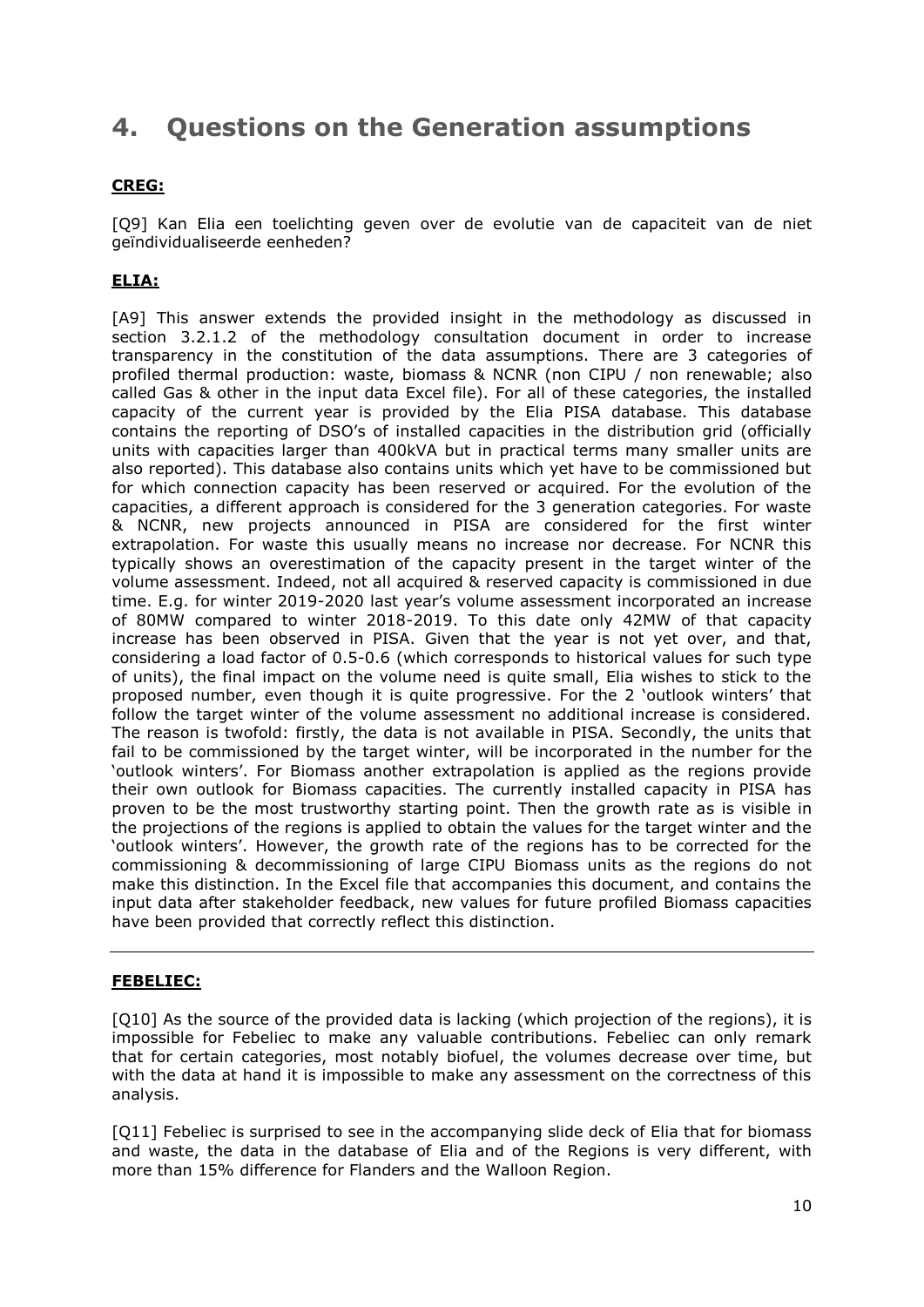# 4. Questions on the Generation assumptions

**CREG:**

[Q9] Kan Elia een toelichting geven over de evolutie van de capaciteit van de niet geïndividualiseerde eenheden?

**ELIA:**

[A9] This answer extends the provided insight in the methodology as discussed in section 3.2.1.2 of the methodology consultation document in order to increase transparency in the constitution of the data assumptions. There are 3 categories of profiled thermal production: waste, biomass & NCNR (non CIPU / non renewable; also called Gas & other in the input data Excel file). For all of these categories, the installed capacity of the current year is provided by the Elia PISA database. This database contains the reporting of DSO's of installed capacities in the distribution grid (officially units with capacities larger than 400kVA but in practical terms many smaller units are also reported). This database also contains units which yet have to be commissioned but for which connection capacity has been reserved or acquired. For the evolution of the capacities, a different approach is considered for the 3 generation categories. For waste & NCNR, new projects announced in PISA are considered for the first winter extrapolation. For waste this usually means no increase nor decrease. For NCNR this typically shows an overestimation of the capacity present in the target winter of the volume assessment. Indeed, not all acquired & reserved capacity is commissioned in due time. E.g. for winter 2019-2020 last year's volume assessment incorporated an increase of 80MW compared to winter 2018-2019. To this date only 42MW of that capacity increase has been observed in PISA. Given that the year is not yet over, and that, considering a load factor of 0.5-0.6 (which corresponds to historical values for such type of units), the final impact on the volume need is quite small, Elia wishes to stick to the proposed number, even though it is quite progressive. For the 2 'outlook winters' that follow the target winter of the volume assessment no additional increase is considered. The reason is twofold: firstly, the data is not available in PISA. Secondly, the units that fail to be commissioned by the target winter, will be incorporated in the number for the 'outlook winters'. For Biomass another extrapolation is applied as the regions provide their own outlook for Biomass capacities. The currently installed capacity in PISA has proven to be the most trustworthy starting point. Then the growth rate as is visible in the projections of the regions is applied to obtain the values for the target winter and the 'outlook winters'. However, the growth rate of the regions has to be corrected for the commissioning & decommissioning of large CIPU Biomass units as the regions do not make this distinction. In the Excel file that accompanies this document, and contains the input data after stakeholder feedback, new values for future profiled Biomass capacities have been provided that correctly reflect this distinction.

---

**FEBELIEC:**

[Q10] As the source of the provided data is lacking (which projection of the regions), it is impossible for Febeliec to make any valuable contributions. Febeliec can only remark that for certain categories, most notably biofuel, the volumes decrease over time, but with the data at hand it is impossible to make any assessment on the correctness of this analysis.

[Q11] Febeliec is surprised to see in the accompanying slide deck of Elia that for biomass and waste, the data in the database of Elia and of the Regions is very different, with more than 15% difference for Flanders and the Walloon Region.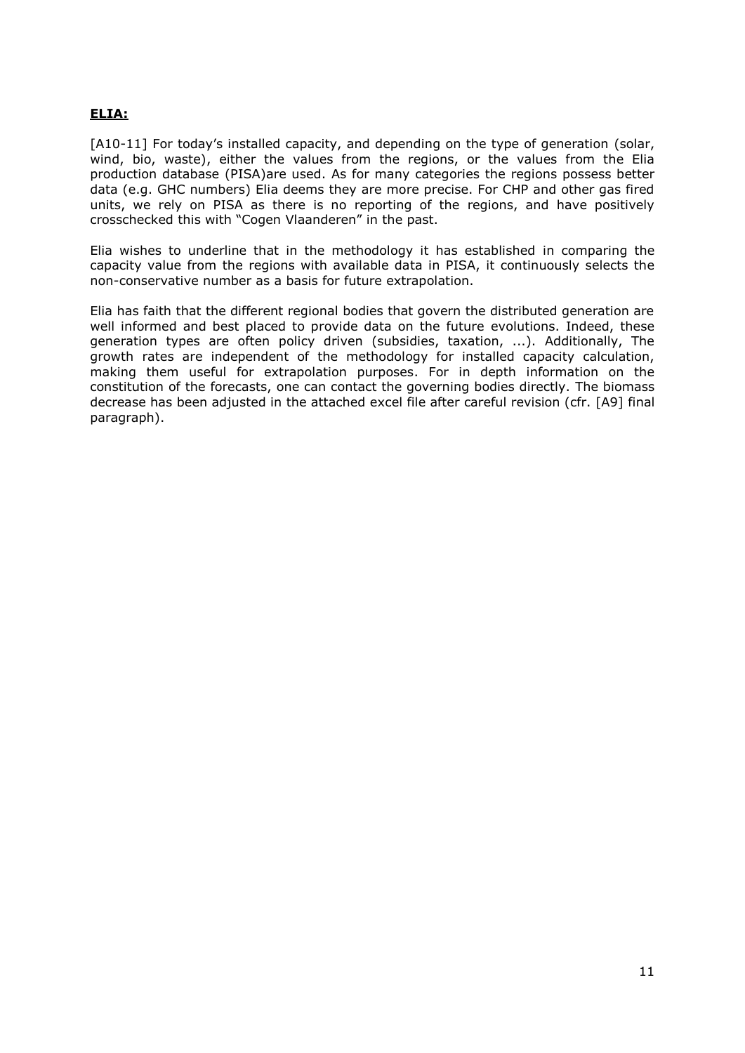**ELIA:**

[A10-11] For today's installed capacity, and depending on the type of generation (solar, wind, bio, waste), either the values from the regions, or the values from the Elia production database (PISA)are used. As for many categories the regions possess better data (e.g. GHC numbers) Elia deems they are more precise. For CHP and other gas fired units, we rely on PISA as there is no reporting of the regions, and have positively crosschecked this with "Cogen Vlaanderen" in the past.

Elia wishes to underline that in the methodology it has established in comparing the capacity value from the regions with available data in PISA, it continuously selects the non-conservative number as a basis for future extrapolation.

Elia has faith that the different regional bodies that govern the distributed generation are well informed and best placed to provide data on the future evolutions. Indeed, these generation types are often policy driven (subsidies, taxation, ...). Additionally, The growth rates are independent of the methodology for installed capacity calculation, making them useful for extrapolation purposes. For in depth information on the constitution of the forecasts, one can contact the governing bodies directly. The biomass decrease has been adjusted in the attached excel file after careful revision (cfr. [A9] final paragraph).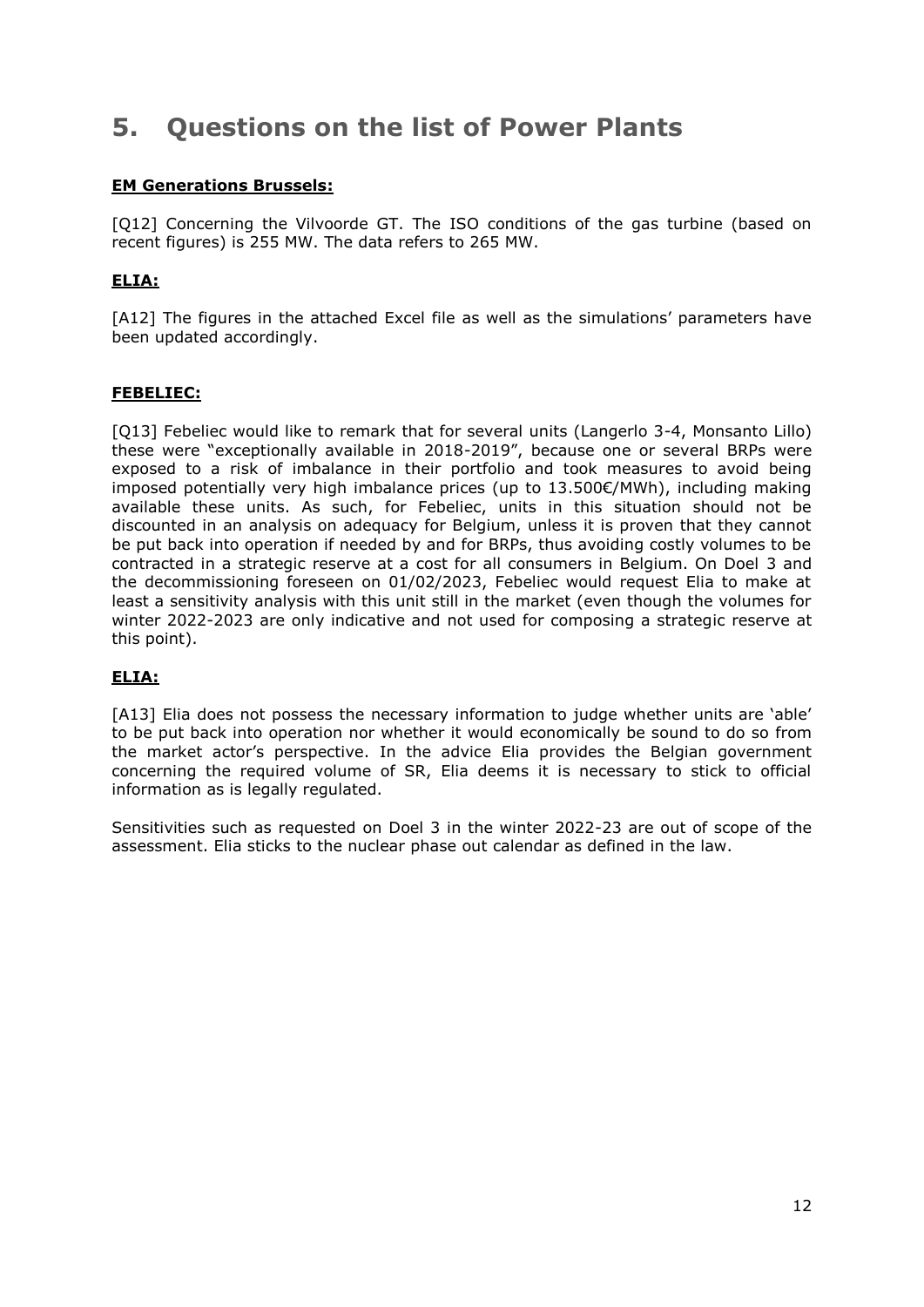## 5. Questions on the list of Power Plants

**EM Generations Brussels:**

[Q12] Concerning the Vilvoorde GT. The ISO conditions of the gas turbine (based on recent figures) is 255 MW. The data refers to 265 MW.

**ELIA:**

[A12] The figures in the attached Excel file as well as the simulations' parameters have been updated accordingly.

**FEBELIEC:**

[Q13] Febeliec would like to remark that for several units (Langerlo 3-4, Monsanto Lillo) these were "exceptionally available in 2018-2019", because one or several BRPs were exposed to a risk of imbalance in their portfolio and took measures to avoid being imposed potentially very high imbalance prices (up to 13.500€/MWh), including making available these units. As such, for Febeliec, units in this situation should not be discounted in an analysis on adequacy for Belgium, unless it is proven that they cannot be put back into operation if needed by and for BRPs, thus avoiding costly volumes to be contracted in a strategic reserve at a cost for all consumers in Belgium. On Doel 3 and the decommissioning foreseen on 01/02/2023, Febeliec would request Elia to make at least a sensitivity analysis with this unit still in the market (even though the volumes for winter 2022-2023 are only indicative and not used for composing a strategic reserve at this point).

**ELIA:**

[A13] Elia does not possess the necessary information to judge whether units are 'able' to be put back into operation nor whether it would economically be sound to do so from the market actor's perspective. In the advice Elia provides the Belgian government concerning the required volume of SR, Elia deems it is necessary to stick to official information as is legally regulated.

Sensitivities such as requested on Doel 3 in the winter 2022-23 are out of scope of the assessment. Elia sticks to the nuclear phase out calendar as defined in the law.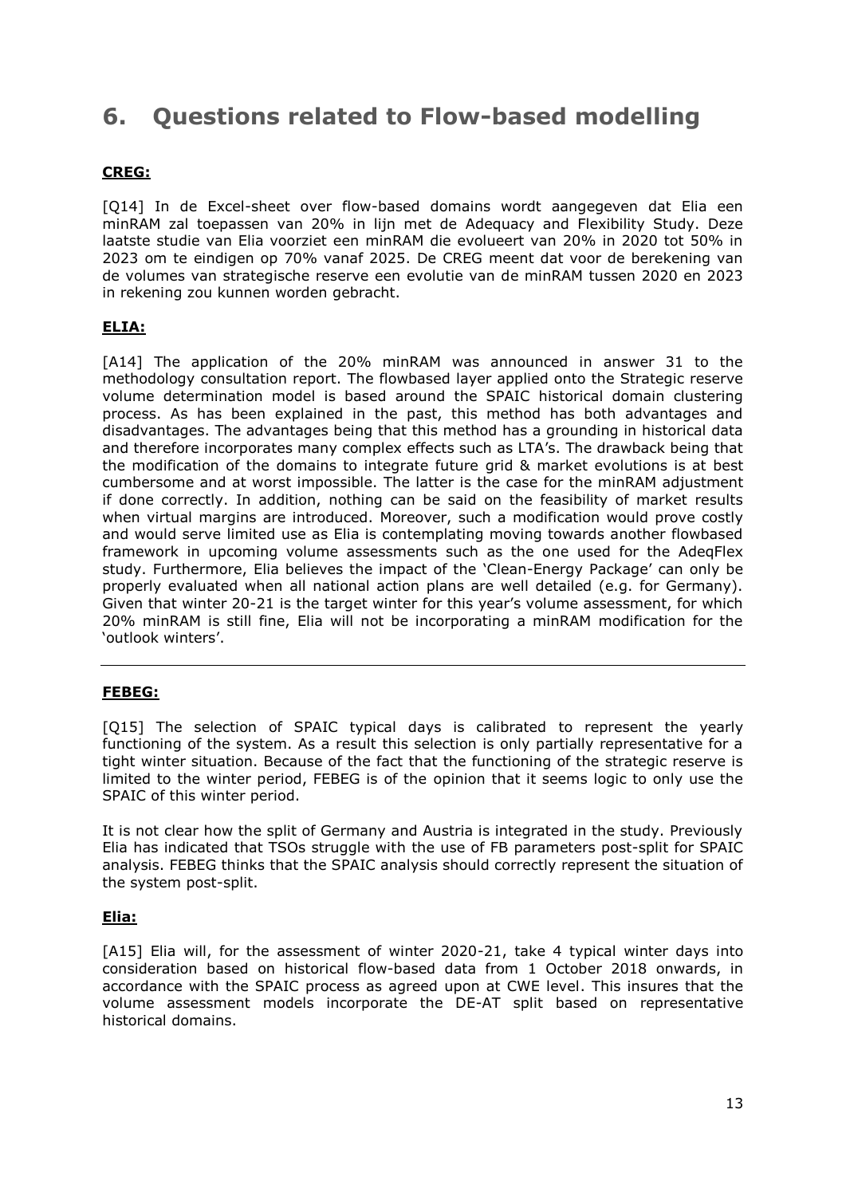# 6. Questions related to Flow-based modelling

**CREG:**

[Q14] In de Excel-sheet over flow-based domains wordt aangegeven dat Elia een minRAM zal toepassen van 20% in lijn met de Adequacy and Flexibility Study. Deze laatste studie van Elia voorziet een minRAM die evolueert van 20% in 2020 tot 50% in 2023 om te eindigen op 70% vanaf 2025. De CREG meent dat voor de berekening van de volumes van strategische reserve een evolutie van de minRAM tussen 2020 en 2023 in rekening zou kunnen worden gebracht.

**ELIA:**

[A14] The application of the 20% minRAM was announced in answer 31 to the methodology consultation report. The flowbased layer applied onto the Strategic reserve volume determination model is based around the SPAIC historical domain clustering process. As has been explained in the past, this method has both advantages and disadvantages. The advantages being that this method has a grounding in historical data and therefore incorporates many complex effects such as LTA's. The drawback being that the modification of the domains to integrate future grid & market evolutions is at best cumbersome and at worst impossible. The latter is the case for the minRAM adjustment if done correctly. In addition, nothing can be said on the feasibility of market results when virtual margins are introduced. Moreover, such a modification would prove costly and would serve limited use as Elia is contemplating moving towards another flowbased framework in upcoming volume assessments such as the one used for the AdeqFlex study. Furthermore, Elia believes the impact of the 'Clean-Energy Package' can only be properly evaluated when all national action plans are well detailed (e.g. for Germany). Given that winter 20-21 is the target winter for this year's volume assessment, for which 20% minRAM is still fine, Elia will not be incorporating a minRAM modification for the 'outlook winters'.

---

**FEBEG:**

[Q15] The selection of SPAIC typical days is calibrated to represent the yearly functioning of the system. As a result this selection is only partially representative for a tight winter situation. Because of the fact that the functioning of the strategic reserve is limited to the winter period, FEBEG is of the opinion that it seems logic to only use the SPAIC of this winter period.

It is not clear how the split of Germany and Austria is integrated in the study. Previously Elia has indicated that TSOs struggle with the use of FB parameters post-split for SPAIC analysis. FEBEG thinks that the SPAIC analysis should correctly represent the situation of the system post-split.

**Elia:**

[A15] Elia will, for the assessment of winter 2020-21, take 4 typical winter days into consideration based on historical flow-based data from 1 October 2018 onwards, in accordance with the SPAIC process as agreed upon at CWE level. This insures that the volume assessment models incorporate the DE-AT split based on representative historical domains.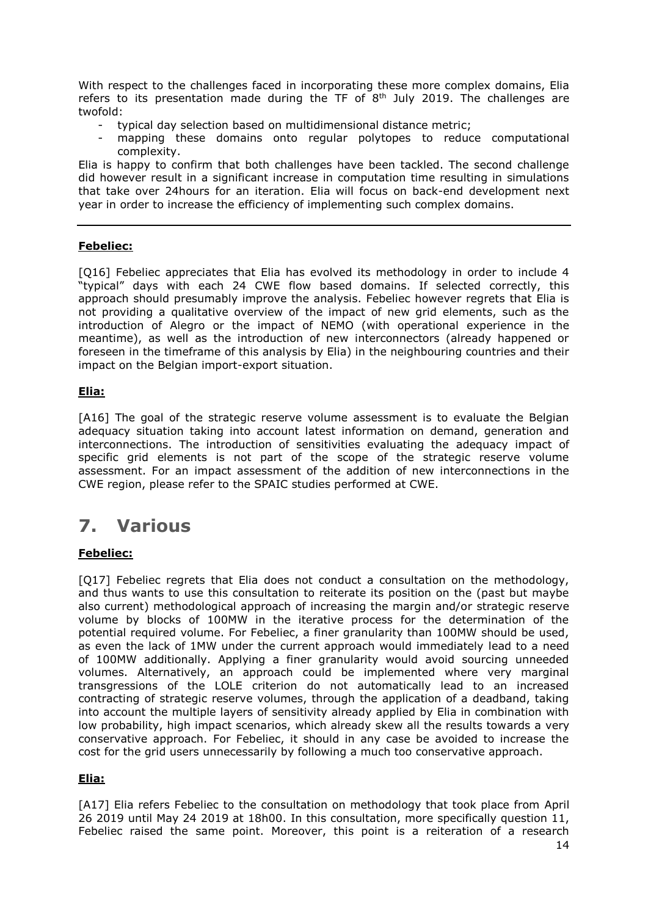With respect to the challenges faced in incorporating these more complex domains, Elia refers to its presentation made during the TF of 8th July 2019. The challenges are twofold:

- typical day selection based on multidimensional distance metric;
- mapping these domains onto regular polytopes to reduce computational complexity.

Elia is happy to confirm that both challenges have been tackled. The second challenge did however result in a significant increase in computation time resulting in simulations that take over 24hours for an iteration. Elia will focus on back-end development next year in order to increase the efficiency of implementing such complex domains.

---

**Febeliec:**

[Q16] Febeliec appreciates that Elia has evolved its methodology in order to include 4 "typical" days with each 24 CWE flow based domains. If selected correctly, this approach should presumably improve the analysis. Febeliec however regrets that Elia is not providing a qualitative overview of the impact of new grid elements, such as the introduction of Alegro or the impact of NEMO (with operational experience in the meantime), as well as the introduction of new interconnectors (already happened or foreseen in the timeframe of this analysis by Elia) in the neighbouring countries and their impact on the Belgian import-export situation.

**Elia:**

[A16] The goal of the strategic reserve volume assessment is to evaluate the Belgian adequacy situation taking into account latest information on demand, generation and interconnections. The introduction of sensitivities evaluating the adequacy impact of specific grid elements is not part of the scope of the strategic reserve volume assessment. For an impact assessment of the addition of new interconnections in the CWE region, please refer to the SPAIC studies performed at CWE.

# 7. Various

**Febeliec:**

[Q17] Febeliec regrets that Elia does not conduct a consultation on the methodology, and thus wants to use this consultation to reiterate its position on the (past but maybe also current) methodological approach of increasing the margin and/or strategic reserve volume by blocks of 100MW in the iterative process for the determination of the potential required volume. For Febeliec, a finer granularity than 100MW should be used, as even the lack of 1MW under the current approach would immediately lead to a need of 100MW additionally. Applying a finer granularity would avoid sourcing unneeded volumes. Alternatively, an approach could be implemented where very marginal transgressions of the LOLE criterion do not automatically lead to an increased contracting of strategic reserve volumes, through the application of a deadband, taking into account the multiple layers of sensitivity already applied by Elia in combination with low probability, high impact scenarios, which already skew all the results towards a very conservative approach. For Febeliec, it should in any case be avoided to increase the cost for the grid users unnecessarily by following a much too conservative approach.

**Elia:**

[A17] Elia refers Febeliec to the consultation on methodology that took place from April 26 2019 until May 24 2019 at 18h00. In this consultation, more specifically question 11, Febeliec raised the same point. Moreover, this point is a reiteration of a research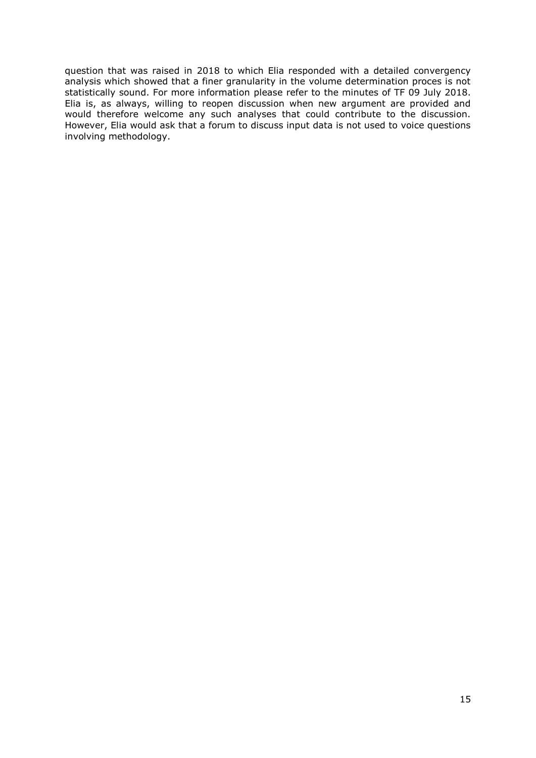question that was raised in 2018 to which Elia responded with a detailed convergency analysis which showed that a finer granularity in the volume determination proces is not statistically sound. For more information please refer to the minutes of TF 09 July 2018. Elia is, as always, willing to reopen discussion when new argument are provided and would therefore welcome any such analyses that could contribute to the discussion. However, Elia would ask that a forum to discuss input data is not used to voice questions involving methodology.